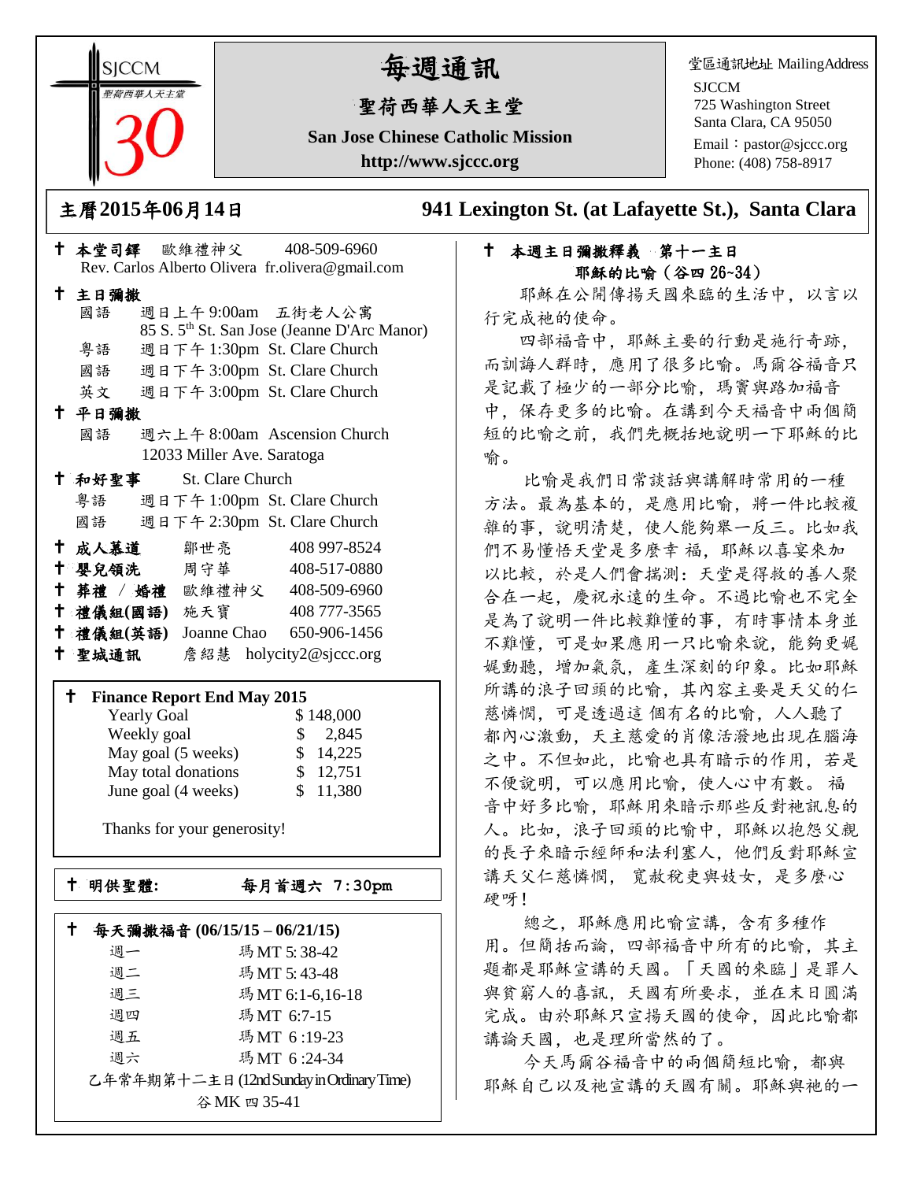SJCCM
聖荷西華人天主堂
30

# 每週通訊

## 聖荷西華人天主堂

**San Jose Chinese Catholic Mission**

**http://www.sjccc.org**

堂區通訊地址 MailingAddress
SJCCM
725 Washington Street
Santa Clara, CA 95050
Email：pastor@sjccc.org
Phone: (408) 758-8917

**主曆2015年06月14日**　　**941 Lexington St. (at Lafayette St.), Santa Clara**

✝ **本堂司鐸** 歐維禮神父 408-509-6960
Rev. Carlos Alberto Olivera fr.olivera@gmail.com

✝ **主日彌撒**
- 國語 週日上午 9:00am 五街老人公寓
  85 S. 5th St. San Jose (Jeanne D'Arc Manor)
- 粵語 週日下午 1:30pm St. Clare Church
- 國語 週日下午 3:00pm St. Clare Church
- 英文 週日下午 3:00pm St. Clare Church

✝ **平日彌撒**
- 國語 週六上午 8:00am Ascension Church
  12033 Miller Ave. Saratoga

✝ **和好聖事** St. Clare Church
- 粵語 週日下午 1:00pm St. Clare Church
- 國語 週日下午 2:30pm St. Clare Church

✝ **成人慕道** 鄒世亮 408 997-8524
✝ **嬰兒領洗** 周守華 408-517-0880
✝ **葬禮 / 婚禮** 歐維禮神父 408-509-6960
✝ **禮儀組(國語)** 施天寶 408 777-3565
✝ **禮儀組(英語)** Joanne Chao 650-906-1456
✝ **聖城通訊** 詹紹慧 holycity2@sjccc.org

✝ **Finance Report End May 2015**

| | |
|---|---|
| Yearly Goal | $ 148,000 |
| Weekly goal | $ 2,845 |
| May goal (5 weeks) | $ 14,225 |
| May total donations | $ 12,751 |
| June goal (4 weeks) | $ 11,380 |

Thanks for your generosity!

✝ **明供聖體:** **每月首週六 7:30pm**

✝ **每天彌撒福音 (06/15/15 – 06/21/15)**

| | |
|---|---|
| 週一 | 瑪 MT 5: 38-42 |
| 週二 | 瑪 MT 5: 43-48 |
| 週三 | 瑪 MT 6:1-6,16-18 |
| 週四 | 瑪 MT 6:7-15 |
| 週五 | 瑪 MT 6 :19-23 |
| 週六 | 瑪 MT 6 :24-34 |

乙年常年期第十二主日 (12nd Sunday in Ordinary Time)
谷 MK 四 35-41

✝ **本週主日彌撒釋義 第十一主日**
**耶穌的比喻（谷四 26~34）**

耶穌在公開傳揚天國來臨的生活中，以言以行完成祂的使命。

四部福音中，耶穌主要的行動是施行奇跡，而訓誨人群時，應用了很多比喻。馬爾谷福音只是記載了極少的一部分比喻，瑪竇與路加福音中，保存更多的比喻。在講到今天福音中兩個簡短的比喻之前，我們先概括地說明一下耶穌的比喻。

比喻是我們日常談話與講解時常用的一種方法。最為基本的，是應用比喻，將一件比較複雜的事，說明清楚，使人能夠舉一反三。比如我們不易懂悟天堂是多麼幸 福，耶穌以喜宴來加以比較，於是人們會揣測：天堂是得救的善人聚合在一起，慶祝永遠的生命。不過比喻也不完全是為了說明一件比較難懂的事，有時事情本身並不難懂，可是如果應用一只比喻來說，能夠更娓娓動聽，增加氣氛，產生深刻的印象。比如耶穌所講的浪子回頭的比喻，其內容主要是天父的仁慈憐憫，可是透過這 個有名的比喻，人人聽了都內心激動，天主慈愛的肖像活潑地出現在腦海之中。不但如此，比喻也具有暗示的作用，若是不便說明，可以應用比喻，使人心中有數。 福音中好多比喻，耶穌用來暗示那些反對祂訊息的人。比如，浪子回頭的比喻中，耶穌以抱怨父親的長子來暗示經師和法利塞人，他們反對耶穌宣講天父仁慈憐憫， 寬赦稅吏與妓女，是多麼心硬呀！

總之，耶穌應用比喻宣講，含有多種作用。但簡括而論，四部福音中所有的比喻，其主題都是耶穌宣講的天國。「天國的來臨」是罪人與貧窮人的喜訊，天國有所要求，並在末日圓滿完成。由於耶穌只宣揚天國的使命，因此比喻都講論天國，也是理所當然的了。

今天馬爾谷福音中的兩個簡短比喻，都與耶穌自己以及祂宣講的天國有關。耶穌與祂的一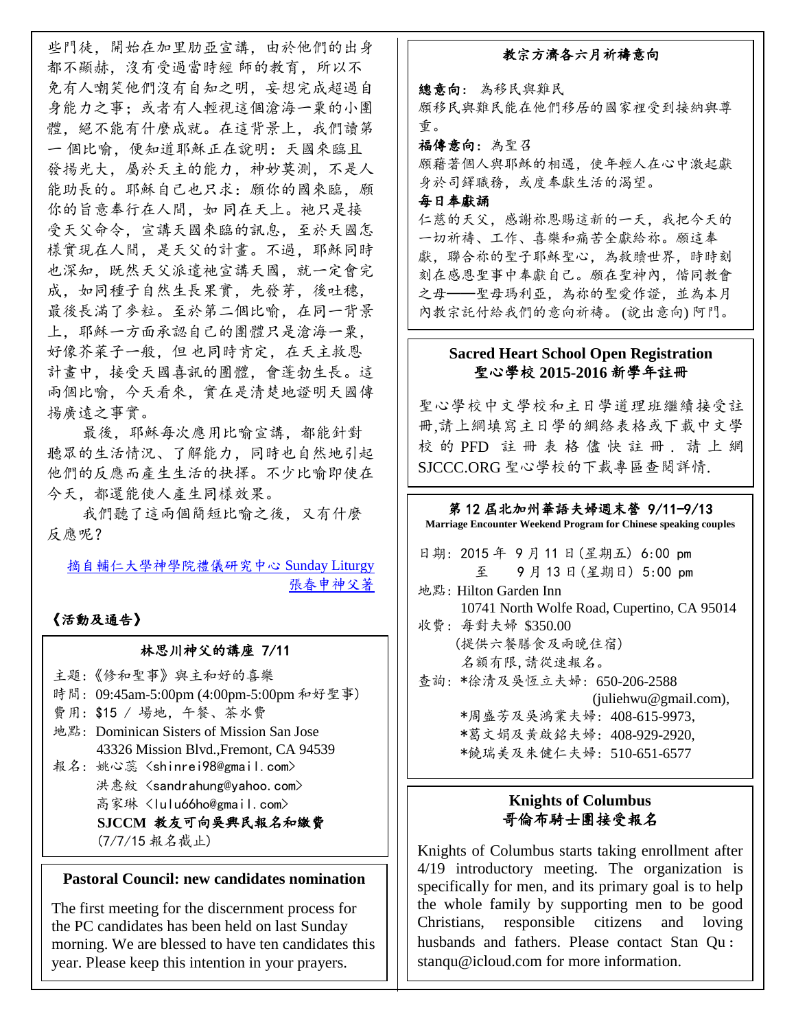些門徒，開始在加里肋亞宣講，由於他們的出身都不顯赫，沒有受過當時經 師的教育，所以不免有人嘲笑他們沒有自知之明，妄想完成超過自身能力之事；或者有人輕視這個滄海一粟的小團體，絕不能有什麼成就。在這背景上，我們讀第一 個比喻，便知道耶穌正在說明：天國來臨且發揚光大，屬於天主的能力，神妙莫測，不是人能助長的。耶穌自己也只求：願你的國來臨，願你的旨意奉行在人間，如 同在天上。祂只是接受天父命令，宣講天國來臨的訊息，至於天國怎樣實現在人間，是天父的計畫。不過，耶穌同時也深知，既然天父派遣祂宣講天國，就一定會完成，如同種子自然生長果實，先發芽，後吐穗，最後長滿了麥粒。至於第二個比喻，在同一背景上，耶穌一方面承認自己的團體只是滄海一粟，好像芥菜子一般，但 也同時肯定，在天主救恩計畫中，接受天國喜訊的團體，會蓬勃生長。這兩個比喻，今天看來，實在是清楚地證明天國傳揚廣遠之事實。

最後，耶穌每次應用比喻宣講，都能針對聽眾的生活情況、了解能力，同時也自然地引起他們的反應而產生生活的抉擇。不少比喻即使在今天，都還能使人產生同樣效果。

我們聽了這兩個簡短比喻之後，又有什麼反應呢？

摘自輔仁大學神學院禮儀研究中心 Sunday Liturgy 張春申神父著

## 《活動及通告》

### 林思川神父的講座 7/11

主題:《修和聖事》與主和好的喜樂
時間: 09:45am-5:00pm (4:00pm-5:00pm 和好聖事)
費用: $15 / 場地，午餐、茶水費
地點: Dominican Sisters of Mission San Jose
43326 Mission Blvd.,Fremont, CA 94539
報名: 姚心蕊 <shinrei98@gmail.com>
洪惠紋 <sandrahung@yahoo.com>
高家琳 <lulu66ho@gmail.com>
**SJCCM 教友可向吳興民報名和繳費**
(7/7/15 報名截止)

### Pastoral Council: new candidates nomination

The first meeting for the discernment process for the PC candidates has been held on last Sunday morning. We are blessed to have ten candidates this year. Please keep this intention in your prayers.

### 教宗方濟各六月祈禱意向

**總意向:** 為移民與難民
願移民與難民能在他們移居的國家裡受到接納與尊重。

**福傳意向:** 為聖召
願藉著個人與耶穌的相遇，使年輕人在心中激起獻身於司鐸職務，或度奉獻生活的渴望。

**每日奉獻誦**
仁慈的天父，感謝祢恩賜這新的一天，我把今天的一切祈禱、工作、喜樂和痛苦全獻給祢。願這奉獻，聯合祢的聖子耶穌聖心，為救贖世界，時時刻刻在感恩聖事中奉獻自己。願在聖神內，偕同教會之母——聖母瑪利亞，為祢的聖愛作證，並為本月內教宗託付給我們的意向祈禱。(說出意向) 阿門。

### Sacred Heart School Open Registration
### 聖心學校 2015-2016 新學年註冊

聖心學校中文學校和主日學道理班繼續接受註冊,請上網填寫主日學的網絡表格或下載中文學校的 PFD 註冊表格儘快註冊. 請上網 SJCCC.ORG 聖心學校的下載專區查閱詳情.

### 第 12 屆北加州華語夫婦週末營 9/11-9/13
**Marriage Encounter Weekend Program for Chinese speaking couples**

日期: 2015 年 9 月 11 日(星期五) 6:00 pm
至 9 月 13 日(星期日) 5:00 pm
地點: Hilton Garden Inn
10741 North Wolfe Road, Cupertino, CA 95014
收費: 每對夫婦 $350.00
(提供六餐膳食及兩晚住宿)
名額有限, 請從速報名。
查詢: *徐清及吳恆立夫婦: 650-206-2588
(juliehwu@gmail.com),
*周盛芳及吳鴻業夫婦: 408-615-9973,
*葛文娟及黃啟銘夫婦: 408-929-2920,
*饒瑞美及朱健仁夫婦: 510-651-6577

### Knights of Columbus
### 哥倫布騎士團接受報名

Knights of Columbus starts taking enrollment after 4/19 introductory meeting. The organization is specifically for men, and its primary goal is to help the whole family by supporting men to be good Christians, responsible citizens and loving husbands and fathers. Please contact Stan Qu : stanqu@icloud.com for more information.